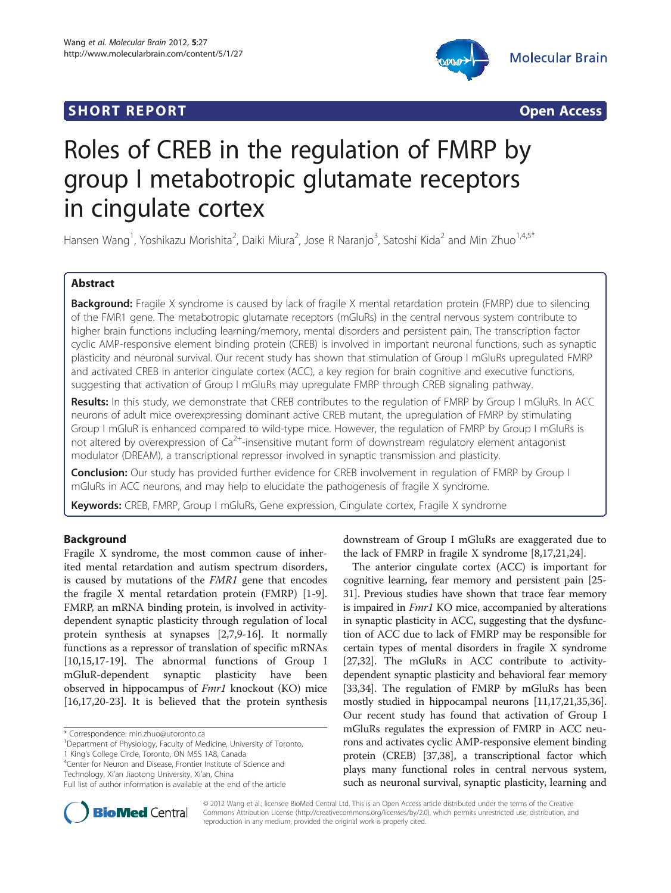**SHORT REPORT** **Open Access**

# Roles of CREB in the regulation of FMRP by group I metabotropic glutamate receptors in cingulate cortex

Hansen Wang[1], Yoshikazu Morishita[2], Daiki Miura[2], Jose R Naranjo[3], Satoshi Kida[2] and Min Zhuo[1,4,5*]

## Abstract

**Background:** Fragile X syndrome is caused by lack of fragile X mental retardation protein (FMRP) due to silencing of the FMR1 gene. The metabotropic glutamate receptors (mGluRs) in the central nervous system contribute to higher brain functions including learning/memory, mental disorders and persistent pain. The transcription factor cyclic AMP-responsive element binding protein (CREB) is involved in important neuronal functions, such as synaptic plasticity and neuronal survival. Our recent study has shown that stimulation of Group I mGluRs upregulated FMRP and activated CREB in anterior cingulate cortex (ACC), a key region for brain cognitive and executive functions, suggesting that activation of Group I mGluRs may upregulate FMRP through CREB signaling pathway.

**Results:** In this study, we demonstrate that CREB contributes to the regulation of FMRP by Group I mGluRs. In ACC neurons of adult mice overexpressing dominant active CREB mutant, the upregulation of FMRP by stimulating Group I mGluR is enhanced compared to wild-type mice. However, the regulation of FMRP by Group I mGluRs is not altered by overexpression of $Ca^{2+}$-insensitive mutant form of downstream regulatory element antagonist modulator (DREAM), a transcriptional repressor involved in synaptic transmission and plasticity.

**Conclusion:** Our study has provided further evidence for CREB involvement in regulation of FMRP by Group I mGluRs in ACC neurons, and may help to elucidate the pathogenesis of fragile X syndrome.

**Keywords:** CREB, FMRP, Group I mGluRs, Gene expression, Cingulate cortex, Fragile X syndrome

## Background

Fragile X syndrome, the most common cause of inherited mental retardation and autism spectrum disorders, is caused by mutations of the *FMR1* gene that encodes the fragile X mental retardation protein (FMRP) [1-9]. FMRP, an mRNA binding protein, is involved in activity-dependent synaptic plasticity through regulation of local protein synthesis at synapses [2,7,9-16]. It normally functions as a repressor of translation of specific mRNAs [10,15,17-19]. The abnormal functions of Group I mGluR-dependent synaptic plasticity have been observed in hippocampus of *Fmr1* knockout (KO) mice [16,17,20-23]. It is believed that the protein synthesis downstream of Group I mGluRs are exaggerated due to the lack of FMRP in fragile X syndrome [8,17,21,24].

The anterior cingulate cortex (ACC) is important for cognitive learning, fear memory and persistent pain [25-31]. Previous studies have shown that trace fear memory is impaired in *Fmr1* KO mice, accompanied by alterations in synaptic plasticity in ACC, suggesting that the dysfunction of ACC due to lack of FMRP may be responsible for certain types of mental disorders in fragile X syndrome [27,32]. The mGluRs in ACC contribute to activity-dependent synaptic plasticity and behavioral fear memory [33,34]. The regulation of FMRP by mGluRs has been mostly studied in hippocampal neurons [11,17,21,35,36]. Our recent study has found that activation of Group I mGluRs regulates the expression of FMRP in ACC neurons and activates cyclic AMP-responsive element binding protein (CREB) [37,38], a transcriptional factor which plays many functional roles in central nervous system, such as neuronal survival, synaptic plasticity, learning and

\* Correspondence: min.zhuo@utoronto.ca
[1]Department of Physiology, Faculty of Medicine, University of Toronto, 1 King's College Circle, Toronto, ON M5S 1A8, Canada
[4]Center for Neuron and Disease, Frontier Institute of Science and Technology, Xi'an Jiaotong University, Xi'an, China
Full list of author information is available at the end of the article

© 2012 Wang et al.; licensee BioMed Central Ltd. This is an Open Access article distributed under the terms of the Creative Commons Attribution License (http://creativecommons.org/licenses/by/2.0), which permits unrestricted use, distribution, and reproduction in any medium, provided the original work is properly cited.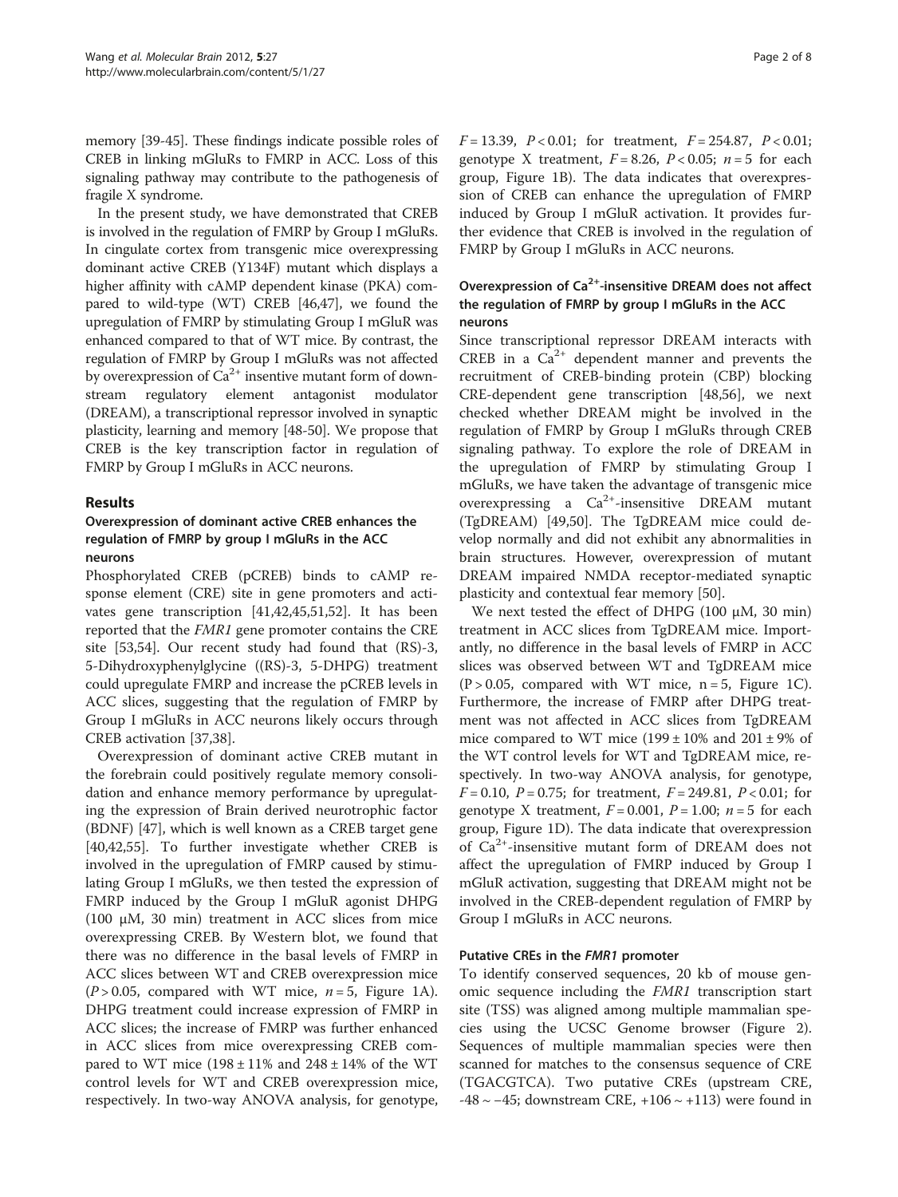memory [39-45]. These findings indicate possible roles of CREB in linking mGluRs to FMRP in ACC. Loss of this signaling pathway may contribute to the pathogenesis of fragile X syndrome.

In the present study, we have demonstrated that CREB is involved in the regulation of FMRP by Group I mGluRs. In cingulate cortex from transgenic mice overexpressing dominant active CREB (Y134F) mutant which displays a higher affinity with cAMP dependent kinase (PKA) compared to wild-type (WT) CREB [46,47], we found the upregulation of FMRP by stimulating Group I mGluR was enhanced compared to that of WT mice. By contrast, the regulation of FMRP by Group I mGluRs was not affected by overexpression of $Ca^{2+}$ insentive mutant form of downstream regulatory element antagonist modulator (DREAM), a transcriptional repressor involved in synaptic plasticity, learning and memory [48-50]. We propose that CREB is the key transcription factor in regulation of FMRP by Group I mGluRs in ACC neurons.

## Results

### Overexpression of dominant active CREB enhances the regulation of FMRP by group I mGluRs in the ACC neurons

Phosphorylated CREB (pCREB) binds to cAMP response element (CRE) site in gene promoters and activates gene transcription [41,42,45,51,52]. It has been reported that the *FMR1* gene promoter contains the CRE site [53,54]. Our recent study had found that (RS)-3, 5-Dihydroxyphenylglycine ((RS)-3, 5-DHPG) treatment could upregulate FMRP and increase the pCREB levels in ACC slices, suggesting that the regulation of FMRP by Group I mGluRs in ACC neurons likely occurs through CREB activation [37,38].

Overexpression of dominant active CREB mutant in the forebrain could positively regulate memory consolidation and enhance memory performance by upregulating the expression of Brain derived neurotrophic factor (BDNF) [47], which is well known as a CREB target gene [40,42,55]. To further investigate whether CREB is involved in the upregulation of FMRP caused by stimulating Group I mGluRs, we then tested the expression of FMRP induced by the Group I mGluR agonist DHPG (100 μM, 30 min) treatment in ACC slices from mice overexpressing CREB. By Western blot, we found that there was no difference in the basal levels of FMRP in ACC slices between WT and CREB overexpression mice ($P > 0.05$, compared with WT mice, $n = 5$, Figure 1A). DHPG treatment could increase expression of FMRP in ACC slices; the increase of FMRP was further enhanced in ACC slices from mice overexpressing CREB compared to WT mice (198 ± 11% and 248 ± 14% of the WT control levels for WT and CREB overexpression mice, respectively. In two-way ANOVA analysis, for genotype, $F = 13.39$, $P < 0.01$; for treatment, $F = 254.87$, $P < 0.01$; genotype X treatment, $F = 8.26$, $P < 0.05$; $n = 5$ for each group, Figure 1B). The data indicates that overexpression of CREB can enhance the upregulation of FMRP induced by Group I mGluR activation. It provides further evidence that CREB is involved in the regulation of FMRP by Group I mGluRs in ACC neurons.

### Overexpression of $Ca^{2+}$-insensitive DREAM does not affect the regulation of FMRP by group I mGluRs in the ACC neurons

Since transcriptional repressor DREAM interacts with CREB in a $Ca^{2+}$ dependent manner and prevents the recruitment of CREB-binding protein (CBP) blocking CRE-dependent gene transcription [48,56], we next checked whether DREAM might be involved in the regulation of FMRP by Group I mGluRs through CREB signaling pathway. To explore the role of DREAM in the upregulation of FMRP by stimulating Group I mGluRs, we have taken the advantage of transgenic mice overexpressing a $Ca^{2+}$-insensitive DREAM mutant (TgDREAM) [49,50]. The TgDREAM mice could develop normally and did not exhibit any abnormalities in brain structures. However, overexpression of mutant DREAM impaired NMDA receptor-mediated synaptic plasticity and contextual fear memory [50].

We next tested the effect of DHPG (100 μM, 30 min) treatment in ACC slices from TgDREAM mice. Importantly, no difference in the basal levels of FMRP in ACC slices was observed between WT and TgDREAM mice ($P > 0.05$, compared with WT mice, $n = 5$, Figure 1C). Furthermore, the increase of FMRP after DHPG treatment was not affected in ACC slices from TgDREAM mice compared to WT mice (199 ± 10% and 201 ± 9% of the WT control levels for WT and TgDREAM mice, respectively. In two-way ANOVA analysis, for genotype, $F = 0.10$, $P = 0.75$; for treatment, $F = 249.81$, $P < 0.01$; for genotype X treatment, $F = 0.001$, $P = 1.00$; $n = 5$ for each group, Figure 1D). The data indicate that overexpression of $Ca^{2+}$-insensitive mutant form of DREAM does not affect the upregulation of FMRP induced by Group I mGluR activation, suggesting that DREAM might not be involved in the CREB-dependent regulation of FMRP by Group I mGluRs in ACC neurons.

### Putative CREs in the *FMR1* promoter

To identify conserved sequences, 20 kb of mouse genomic sequence including the *FMR1* transcription start site (TSS) was aligned among multiple mammalian species using the UCSC Genome browser (Figure 2). Sequences of multiple mammalian species were then scanned for matches to the consensus sequence of CRE (TGACGTCA). Two putative CREs (upstream CRE, -48 ~ −45; downstream CRE, +106 ~ +113) were found in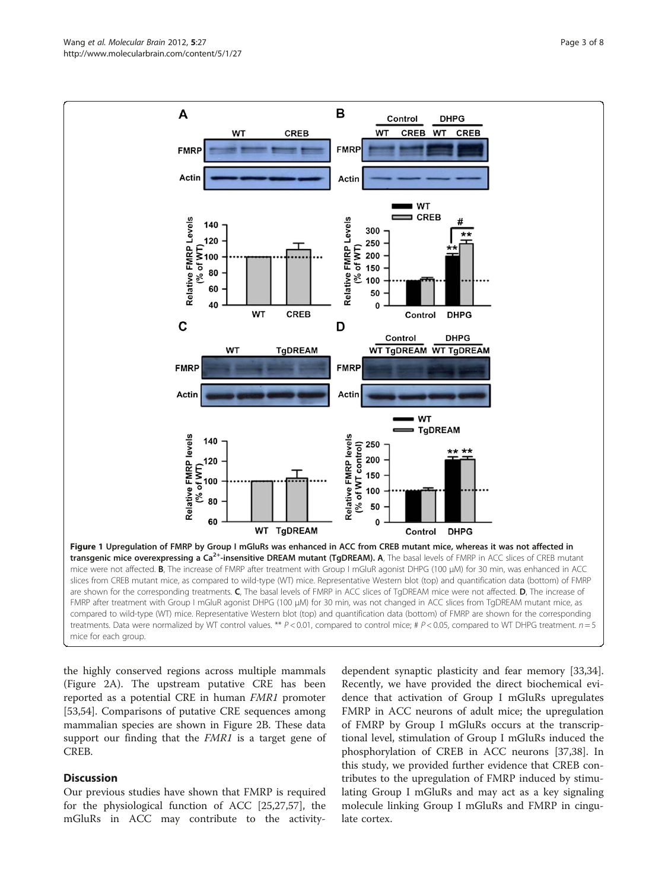**Figure 1 Upregulation of FMRP by Group I mGluRs was enhanced in ACC from CREB mutant mice, whereas it was not affected in transgenic mice overexpressing a $Ca^{2+}$-insensitive DREAM mutant (TgDREAM). A**, The basal levels of FMRP in ACC slices of CREB mutant mice were not affected. **B**, The increase of FMRP after treatment with Group I mGluR agonist DHPG (100 μM) for 30 min, was enhanced in ACC slices from CREB mutant mice, as compared to wild-type (WT) mice. Representative Western blot (top) and quantification data (bottom) of FMRP are shown for the corresponding treatments. **C**, The basal levels of FMRP in ACC slices of TgDREAM mice were not affected. **D**, The increase of FMRP after treatment with Group I mGluR agonist DHPG (100 μM) for 30 min, was not changed in ACC slices from TgDREAM mutant mice, as compared to wild-type (WT) mice. Representative Western blot (top) and quantification data (bottom) of FMRP are shown for the corresponding treatments. Data were normalized by WT control values. ** $P < 0.01$, compared to control mice; # $P < 0.05$, compared to WT DHPG treatment. $n = 5$ mice for each group.

the highly conserved regions across multiple mammals (Figure 2A). The upstream putative CRE has been reported as a potential CRE in human *FMR1* promoter [53,54]. Comparisons of putative CRE sequences among mammalian species are shown in Figure 2B. These data support our finding that the *FMR1* is a target gene of CREB.

## Discussion

Our previous studies have shown that FMRP is required for the physiological function of ACC [25,27,57], the mGluRs in ACC may contribute to the activity-dependent synaptic plasticity and fear memory [33,34]. Recently, we have provided the direct biochemical evidence that activation of Group I mGluRs upregulates FMRP in ACC neurons of adult mice; the upregulation of FMRP by Group I mGluRs occurs at the transcriptional level, stimulation of Group I mGluRs induced the phosphorylation of CREB in ACC neurons [37,38]. In this study, we provided further evidence that CREB contributes to the upregulation of FMRP induced by stimulating Group I mGluRs and may act as a key signaling molecule linking Group I mGluRs and FMRP in cingulate cortex.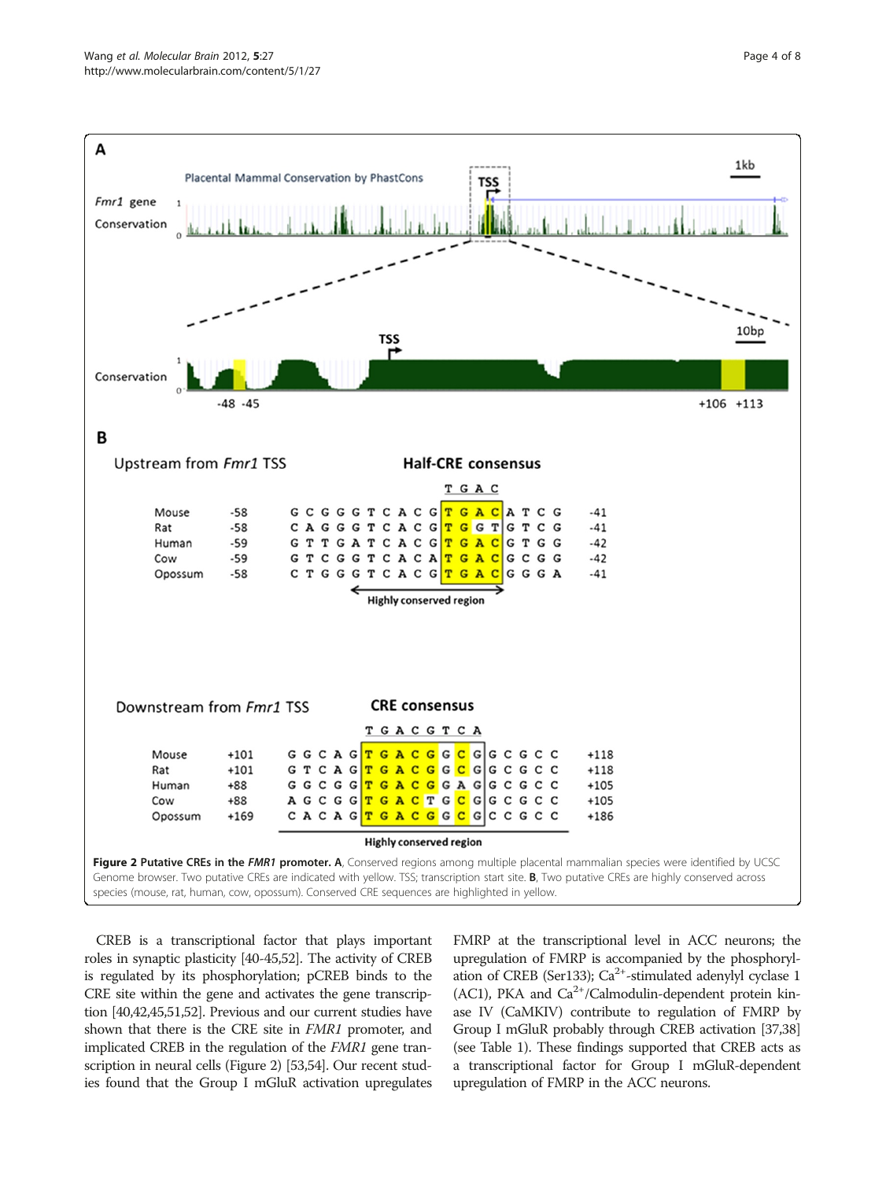**Figure 2 Putative CREs in the *FMR1* promoter.** **A**, Conserved regions among multiple placental mammalian species were identified by UCSC Genome browser. Two putative CREs are indicated with yellow. TSS; transcription start site. **B**, Two putative CREs are highly conserved across species (mouse, rat, human, cow, opossum). Conserved CRE sequences are highlighted in yellow.

CREB is a transcriptional factor that plays important roles in synaptic plasticity [40-45,52]. The activity of CREB is regulated by its phosphorylation; pCREB binds to the CRE site within the gene and activates the gene transcription [40,42,45,51,52]. Previous and our current studies have shown that there is the CRE site in *FMR1* promoter, and implicated CREB in the regulation of the *FMR1* gene transcription in neural cells (Figure 2) [53,54]. Our recent studies found that the Group I mGluR activation upregulates FMRP at the transcriptional level in ACC neurons; the upregulation of FMRP is accompanied by the phosphorylation of CREB (Ser133); $Ca^{2+}$-stimulated adenylyl cyclase 1 (AC1), PKA and $Ca^{2+}$/Calmodulin-dependent protein kinase IV (CaMKIV) contribute to regulation of FMRP by Group I mGluR probably through CREB activation [37,38] (see Table 1). These findings supported that CREB acts as a transcriptional factor for Group I mGluR-dependent upregulation of FMRP in the ACC neurons.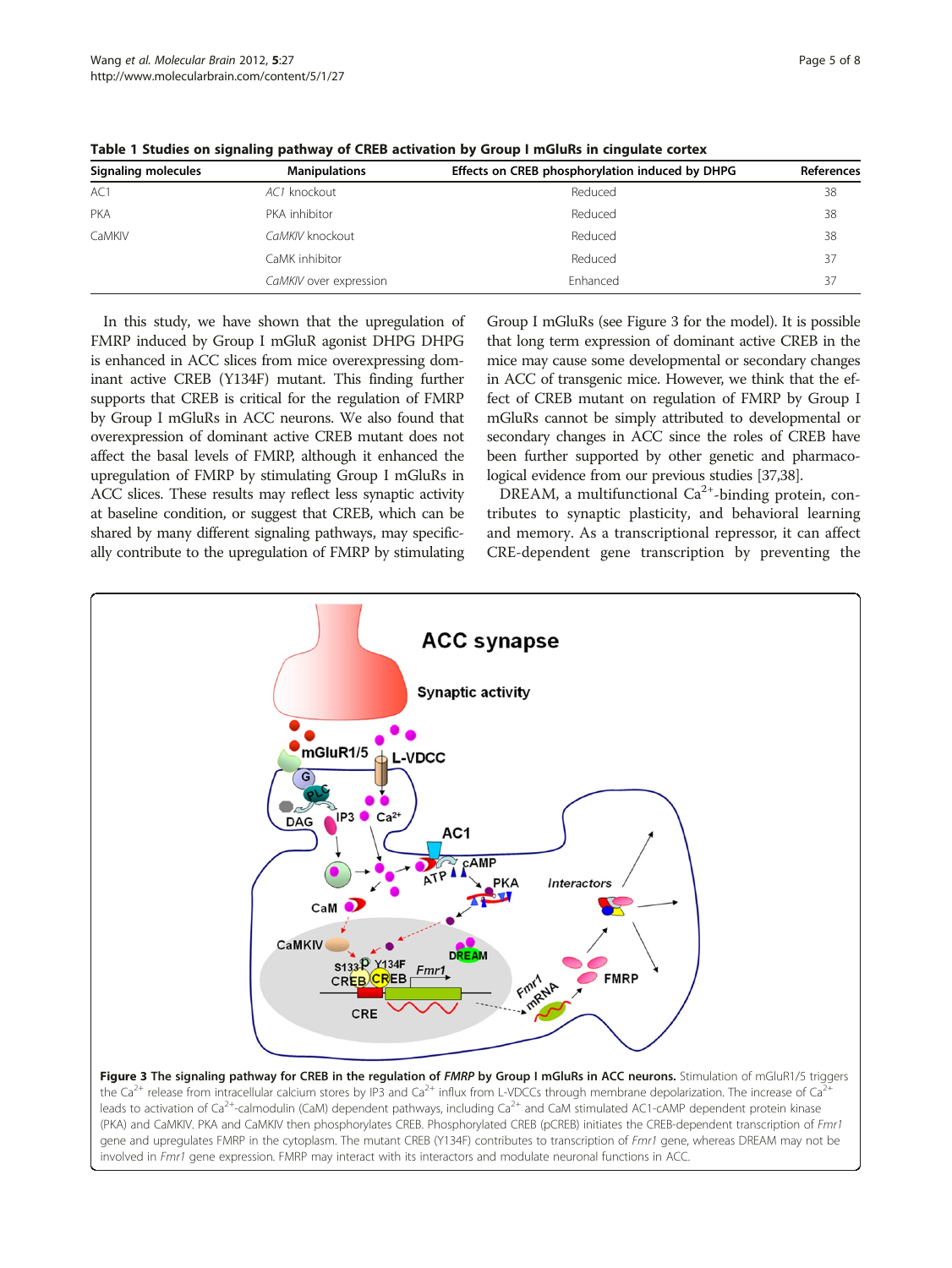**Table 1 Studies on signaling pathway of CREB activation by Group I mGluRs in cingulate cortex**

| Signaling molecules | Manipulations | Effects on CREB phosphorylation induced by DHPG | References |
|---|---|---|---|
| AC1 | *AC1* knockout | Reduced | 38 |
| PKA | PKA inhibitor | Reduced | 38 |
| CaMKIV | *CaMKIV* knockout | Reduced | 38 |
| | CaMK inhibitor | Reduced | 37 |
| | *CaMKIV* over expression | Enhanced | 37 |

In this study, we have shown that the upregulation of FMRP induced by Group I mGluR agonist DHPG DHPG is enhanced in ACC slices from mice overexpressing dominant active CREB (Y134F) mutant. This finding further supports that CREB is critical for the regulation of FMRP by Group I mGluRs in ACC neurons. We also found that overexpression of dominant active CREB mutant does not affect the basal levels of FMRP, although it enhanced the upregulation of FMRP by stimulating Group I mGluRs in ACC slices. These results may reflect less synaptic activity at baseline condition, or suggest that CREB, which can be shared by many different signaling pathways, may specifically contribute to the upregulation of FMRP by stimulating Group I mGluRs (see Figure 3 for the model). It is possible that long term expression of dominant active CREB in the mice may cause some developmental or secondary changes in ACC of transgenic mice. However, we think that the effect of CREB mutant on regulation of FMRP by Group I mGluRs cannot be simply attributed to developmental or secondary changes in ACC since the roles of CREB have been further supported by other genetic and pharmacological evidence from our previous studies [37,38].

DREAM, a multifunctional $Ca^{2+}$-binding protein, contributes to synaptic plasticity, and behavioral learning and memory. As a transcriptional repressor, it can affect CRE-dependent gene transcription by preventing the

**Figure 3 The signaling pathway for CREB in the regulation of *FMRP* by Group I mGluRs in ACC neurons.** Stimulation of mGluR1/5 triggers the $Ca^{2+}$ release from intracellular calcium stores by IP3 and $Ca^{2+}$ influx from L-VDCCs through membrane depolarization. The increase of $Ca^{2+}$ leads to activation of $Ca^{2+}$-calmodulin (CaM) dependent pathways, including $Ca^{2+}$ and CaM stimulated AC1-cAMP dependent protein kinase (PKA) and CaMKIV. PKA and CaMKIV then phosphorylates CREB. Phosphorylated CREB (pCREB) initiates the CREB-dependent transcription of *Fmr1* gene and upregulates FMRP in the cytoplasm. The mutant CREB (Y134F) contributes to transcription of *Fmr1* gene, whereas DREAM may not be involved in *Fmr1* gene expression. FMRP may interact with its interactors and modulate neuronal functions in ACC.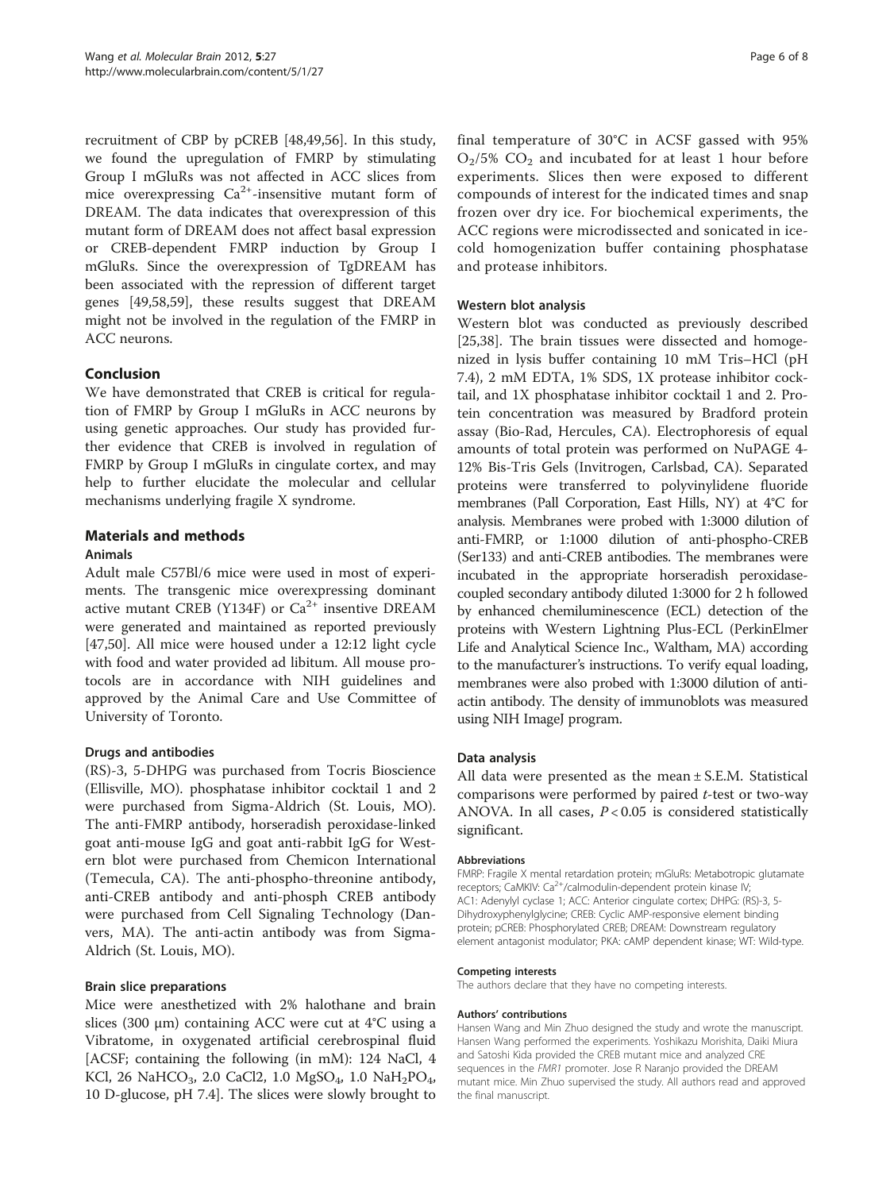recruitment of CBP by pCREB [48,49,56]. In this study, we found the upregulation of FMRP by stimulating Group I mGluRs was not affected in ACC slices from mice overexpressing $Ca^{2+}$-insensitive mutant form of DREAM. The data indicates that overexpression of this mutant form of DREAM does not affect basal expression or CREB-dependent FMRP induction by Group I mGluRs. Since the overexpression of TgDREAM has been associated with the repression of different target genes [49,58,59], these results suggest that DREAM might not be involved in the regulation of the FMRP in ACC neurons.

## Conclusion

We have demonstrated that CREB is critical for regulation of FMRP by Group I mGluRs in ACC neurons by using genetic approaches. Our study has provided further evidence that CREB is involved in regulation of FMRP by Group I mGluRs in cingulate cortex, and may help to further elucidate the molecular and cellular mechanisms underlying fragile X syndrome.

## Materials and methods

### Animals

Adult male C57Bl/6 mice were used in most of experiments. The transgenic mice overexpressing dominant active mutant CREB (Y134F) or $Ca^{2+}$ insentive DREAM were generated and maintained as reported previously [47,50]. All mice were housed under a 12:12 light cycle with food and water provided ad libitum. All mouse protocols are in accordance with NIH guidelines and approved by the Animal Care and Use Committee of University of Toronto.

### Drugs and antibodies

(RS)-3, 5-DHPG was purchased from Tocris Bioscience (Ellisville, MO). phosphatase inhibitor cocktail 1 and 2 were purchased from Sigma-Aldrich (St. Louis, MO). The anti-FMRP antibody, horseradish peroxidase-linked goat anti-mouse IgG and goat anti-rabbit IgG for Western blot were purchased from Chemicon International (Temecula, CA). The anti-phospho-threonine antibody, anti-CREB antibody and anti-phosph CREB antibody were purchased from Cell Signaling Technology (Danvers, MA). The anti-actin antibody was from Sigma-Aldrich (St. Louis, MO).

### Brain slice preparations

Mice were anesthetized with 2% halothane and brain slices (300 μm) containing ACC were cut at 4°C using a Vibratome, in oxygenated artificial cerebrospinal fluid [ACSF; containing the following (in mM): 124 NaCl, 4 KCl, 26 $NaHCO_3$, 2.0 CaCl2, 1.0 $MgSO_4$, 1.0 $NaH_2PO_4$, 10 D-glucose, pH 7.4]. The slices were slowly brought to final temperature of 30°C in ACSF gassed with 95% $O_2$/5% $CO_2$ and incubated for at least 1 hour before experiments. Slices then were exposed to different compounds of interest for the indicated times and snap frozen over dry ice. For biochemical experiments, the ACC regions were microdissected and sonicated in ice-cold homogenization buffer containing phosphatase and protease inhibitors.

### Western blot analysis

Western blot was conducted as previously described [25,38]. The brain tissues were dissected and homogenized in lysis buffer containing 10 mM Tris–HCl (pH 7.4), 2 mM EDTA, 1% SDS, 1X protease inhibitor cocktail, and 1X phosphatase inhibitor cocktail 1 and 2. Protein concentration was measured by Bradford protein assay (Bio-Rad, Hercules, CA). Electrophoresis of equal amounts of total protein was performed on NuPAGE 4-12% Bis-Tris Gels (Invitrogen, Carlsbad, CA). Separated proteins were transferred to polyvinylidene fluoride membranes (Pall Corporation, East Hills, NY) at 4°C for analysis. Membranes were probed with 1:3000 dilution of anti-FMRP, or 1:1000 dilution of anti-phospho-CREB (Ser133) and anti-CREB antibodies. The membranes were incubated in the appropriate horseradish peroxidase-coupled secondary antibody diluted 1:3000 for 2 h followed by enhanced chemiluminescence (ECL) detection of the proteins with Western Lightning Plus-ECL (PerkinElmer Life and Analytical Science Inc., Waltham, MA) according to the manufacturer's instructions. To verify equal loading, membranes were also probed with 1:3000 dilution of anti-actin antibody. The density of immunoblots was measured using NIH ImageJ program.

### Data analysis

All data were presented as the mean ± S.E.M. Statistical comparisons were performed by paired *t*-test or two-way ANOVA. In all cases, $P < 0.05$ is considered statistically significant.

#### Abbreviations

FMRP: Fragile X mental retardation protein; mGluRs: Metabotropic glutamate receptors; CaMKIV: $Ca^{2+}$/calmodulin-dependent protein kinase IV; AC1: Adenylyl cyclase 1; ACC: Anterior cingulate cortex; DHPG: (RS)-3, 5-Dihydroxyphenylglycine; CREB: Cyclic AMP-responsive element binding protein; pCREB: Phosphorylated CREB; DREAM: Downstream regulatory element antagonist modulator; PKA: cAMP dependent kinase; WT: Wild-type.

#### Competing interests

The authors declare that they have no competing interests.

#### Authors' contributions

Hansen Wang and Min Zhuo designed the study and wrote the manuscript. Hansen Wang performed the experiments. Yoshikazu Morishita, Daiki Miura and Satoshi Kida provided the CREB mutant mice and analyzed CRE sequences in the *FMR1* promoter. Jose R Naranjo provided the DREAM mutant mice. Min Zhuo supervised the study. All authors read and approved the final manuscript.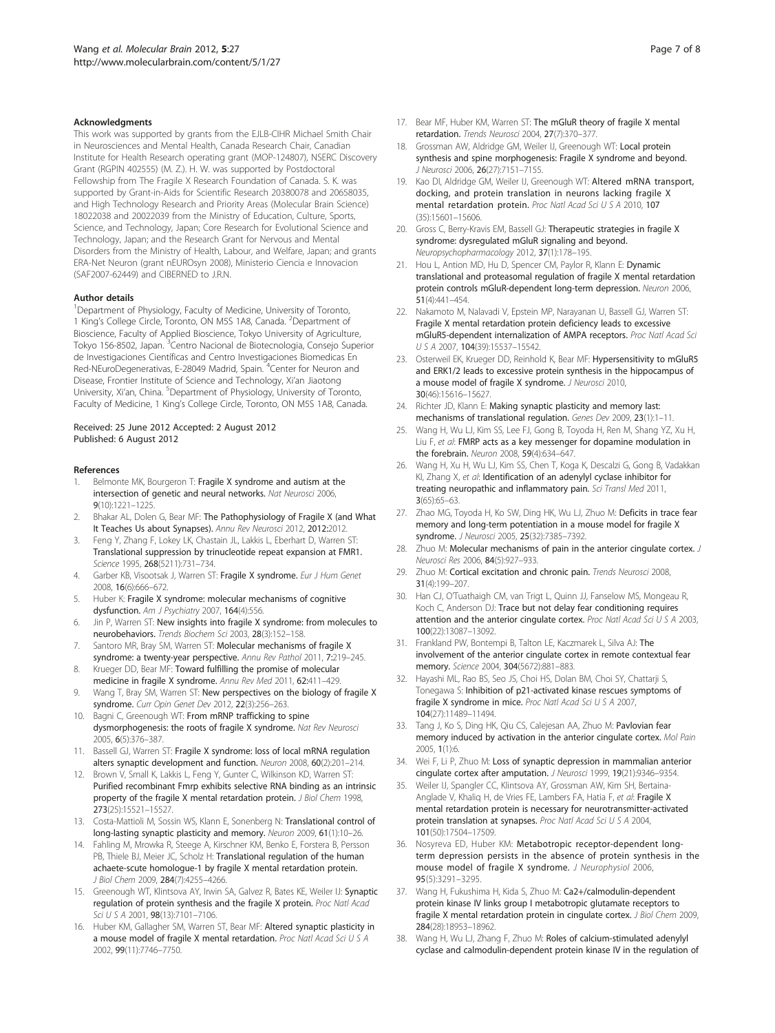### Acknowledgments

This work was supported by grants from the EJLB-CIHR Michael Smith Chair in Neurosciences and Mental Health, Canada Research Chair, Canadian Institute for Health Research operating grant (MOP-124807), NSERC Discovery Grant (RGPIN 402555) (M. Z.). H. W. was supported by Postdoctoral Fellowship from The Fragile X Research Foundation of Canada. S. K. was supported by Grant-in-Aids for Scientific Research 20380078 and 20658035, and High Technology Research and Priority Areas (Molecular Brain Science) 18022038 and 20022039 from the Ministry of Education, Culture, Sports, Science, and Technology, Japan; Core Research for Evolutional Science and Technology, Japan; and the Research Grant for Nervous and Mental Disorders from the Ministry of Health, Labour, and Welfare, Japan; and grants ERA-Net Neuron (grant nEUROsyn 2008), Ministerio Ciencia e Innovacion (SAF2007-62449) and CIBERNED to J.R.N.

### Author details

[1]Department of Physiology, Faculty of Medicine, University of Toronto, 1 King's College Circle, Toronto, ON M5S 1A8, Canada. [2]Department of Bioscience, Faculty of Applied Bioscience, Tokyo University of Agriculture, Tokyo 156-8502, Japan. [3]Centro Nacional de Biotecnologia, Consejo Superior de Investigaciones Científicas and Centro Investigaciones Biomedicas En Red-NEuroDegenerativas, E-28049 Madrid, Spain. [4]Center for Neuron and Disease, Frontier Institute of Science and Technology, Xi'an Jiaotong University, Xi'an, China. [5]Department of Physiology, University of Toronto, Faculty of Medicine, 1 King's College Circle, Toronto, ON M5S 1A8, Canada.

Received: 25 June 2012 Accepted: 2 August 2012
Published: 6 August 2012

### References

1. Belmonte MK, Bourgeron T: **Fragile X syndrome and autism at the intersection of genetic and neural networks.** *Nat Neurosci* 2006, **9**(10):1221–1225.
2. Bhakar AL, Dolen G, Bear MF: **The Pathophysiology of Fragile X (and What It Teaches Us about Synapses).** *Annu Rev Neurosci* 2012, **2012**:2012.
3. Feng Y, Zhang F, Lokey LK, Chastain JL, Lakkis L, Eberhart D, Warren ST: **Translational suppression by trinucleotide repeat expansion at FMR1.** *Science* 1995, **268**(5211):731–734.
4. Garber KB, Visootsak J, Warren ST: **Fragile X syndrome.** *Eur J Hum Genet* 2008, **16**(6):666–672.
5. Huber K: **Fragile X syndrome: molecular mechanisms of cognitive dysfunction.** *Am J Psychiatry* 2007, **164**(4):556.
6. Jin P, Warren ST: **New insights into fragile X syndrome: from molecules to neurobehaviors.** *Trends Biochem Sci* 2003, **28**(3):152–158.
7. Santoro MR, Bray SM, Warren ST: **Molecular mechanisms of fragile X syndrome: a twenty-year perspective.** *Annu Rev Pathol* 2011, **7**:219–245.
8. Krueger DD, Bear MF: **Toward fulfilling the promise of molecular medicine in fragile X syndrome.** *Annu Rev Med* 2011, **62**:411–429.
9. Wang T, Bray SM, Warren ST: **New perspectives on the biology of fragile X syndrome.** *Curr Opin Genet Dev* 2012, **22**(3):256–263.
10. Bagni C, Greenough WT: **From mRNP trafficking to spine dysmorphogenesis: the roots of fragile X syndrome.** *Nat Rev Neurosci* 2005, **6**(5):376–387.
11. Bassell GJ, Warren ST: **Fragile X syndrome: loss of local mRNA regulation alters synaptic development and function.** *Neuron* 2008, **60**(2):201–214.
12. Brown V, Small K, Lakkis L, Feng Y, Gunter C, Wilkinson KD, Warren ST: **Purified recombinant Fmrp exhibits selective RNA binding as an intrinsic property of the fragile X mental retardation protein.** *J Biol Chem* 1998, **273**(25):15521–15527.
13. Costa-Mattioli M, Sossin WS, Klann E, Sonenberg N: **Translational control of long-lasting synaptic plasticity and memory.** *Neuron* 2009, **61**(1):10–26.
14. Fahling M, Mrowka R, Steege A, Kirschner KM, Benko E, Forstera B, Persson PB, Thiele BJ, Meier JC, Scholz H: **Translational regulation of the human achaete-scute homologue-1 by fragile X mental retardation protein.** *J Biol Chem* 2009, **284**(7):4255–4266.
15. Greenough WT, Klintsova AY, Irwin SA, Galvez R, Bates KE, Weiler IJ: **Synaptic regulation of protein synthesis and the fragile X protein.** *Proc Natl Acad Sci U S A* 2001, **98**(13):7101–7106.
16. Huber KM, Gallagher SM, Warren ST, Bear MF: **Altered synaptic plasticity in a mouse model of fragile X mental retardation.** *Proc Natl Acad Sci U S A* 2002, **99**(11):7746–7750.
17. Bear MF, Huber KM, Warren ST: **The mGluR theory of fragile X mental retardation.** *Trends Neurosci* 2004, **27**(7):370–377.
18. Grossman AW, Aldridge GM, Weiler IJ, Greenough WT: **Local protein synthesis and spine morphogenesis: Fragile X syndrome and beyond.** *J Neurosci* 2006, **26**(27):7151–7155.
19. Kao DI, Aldridge GM, Weiler IJ, Greenough WT: **Altered mRNA transport, docking, and protein translation in neurons lacking fragile X mental retardation protein.** *Proc Natl Acad Sci U S A* 2010, **107** (35):15601–15606.
20. Gross C, Berry-Kravis EM, Bassell GJ: **Therapeutic strategies in fragile X syndrome: dysregulated mGluR signaling and beyond.** *Neuropsychopharmacology* 2012, **37**(1):178–195.
21. Hou L, Antion MD, Hu D, Spencer CM, Paylor R, Klann E: **Dynamic translational and proteasomal regulation of fragile X mental retardation protein controls mGluR-dependent long-term depression.** *Neuron* 2006, **51**(4):441–454.
22. Nakamoto M, Nalavadi V, Epstein MP, Narayanan U, Bassell GJ, Warren ST: **Fragile X mental retardation protein deficiency leads to excessive mGluR5-dependent internalization of AMPA receptors.** *Proc Natl Acad Sci U S A* 2007, **104**(39):15537–15542.
23. Osterweil EK, Krueger DD, Reinhold K, Bear MF: **Hypersensitivity to mGluR5 and ERK1/2 leads to excessive protein synthesis in the hippocampus of a mouse model of fragile X syndrome.** *J Neurosci* 2010, **30**(46):15616–15627.
24. Richter JD, Klann E: **Making synaptic plasticity and memory last: mechanisms of translational regulation.** *Genes Dev* 2009, **23**(1):1–11.
25. Wang H, Wu LJ, Kim SS, Lee FJ, Gong B, Toyoda H, Ren M, Shang YZ, Xu H, Liu F, *et al*: **FMRP acts as a key messenger for dopamine modulation in the forebrain.** *Neuron* 2008, **59**(4):634–647.
26. Wang H, Xu H, Wu LJ, Kim SS, Chen T, Koga K, Descalzi G, Gong B, Vadakkan KI, Zhang X, *et al*: **Identification of an adenylyl cyclase inhibitor for treating neuropathic and inflammatory pain.** *Sci Transl Med* 2011, **3**(65):65–63.
27. Zhao MG, Toyoda H, Ko SW, Ding HK, Wu LJ, Zhuo M: **Deficits in trace fear memory and long-term potentiation in a mouse model for fragile X syndrome.** *J Neurosci* 2005, **25**(32):7385–7392.
28. Zhuo M: **Molecular mechanisms of pain in the anterior cingulate cortex.** *J Neurosci Res* 2006, **84**(5):927–933.
29. Zhuo M: **Cortical excitation and chronic pain.** *Trends Neurosci* 2008, **31**(4):199–207.
30. Han CJ, O'Tuathaigh CM, van Trigt L, Quinn JJ, Fanselow MS, Mongeau R, Koch C, Anderson DJ: **Trace but not delay fear conditioning requires attention and the anterior cingulate cortex.** *Proc Natl Acad Sci U S A* 2003, **100**(22):13087–13092.
31. Frankland PW, Bontempi B, Talton LE, Kaczmarek L, Silva AJ: **The involvement of the anterior cingulate cortex in remote contextual fear memory.** *Science* 2004, **304**(5672):881–883.
32. Hayashi ML, Rao BS, Seo JS, Choi HS, Dolan BM, Choi SY, Chattarji S, Tonegawa S: **Inhibition of p21-activated kinase rescues symptoms of fragile X syndrome in mice.** *Proc Natl Acad Sci U S A* 2007, **104**(27):11489–11494.
33. Tang J, Ko S, Ding HK, Qiu CS, Calejesan AA, Zhuo M: **Pavlovian fear memory induced by activation in the anterior cingulate cortex.** *Mol Pain* 2005, **1**(1):6.
34. Wei F, Li P, Zhuo M: **Loss of synaptic depression in mammalian anterior cingulate cortex after amputation.** *J Neurosci* 1999, **19**(21):9346–9354.
35. Weiler IJ, Spangler CC, Klintsova AY, Grossman AW, Kim SH, Bertaina-Anglade V, Khaliq H, de Vries FE, Lambers FA, Hatia F, *et al*: **Fragile X mental retardation protein is necessary for neurotransmitter-activated protein translation at synapses.** *Proc Natl Acad Sci U S A* 2004, **101**(50):17504–17509.
36. Nosyreva ED, Huber KM: **Metabotropic receptor-dependent long-term depression persists in the absence of protein synthesis in the mouse model of fragile X syndrome.** *J Neurophysiol* 2006, **95**(5):3291–3295.
37. Wang H, Fukushima H, Kida S, Zhuo M: **Ca2+/calmodulin-dependent protein kinase IV links group I metabotropic glutamate receptors to fragile X mental retardation protein in cingulate cortex.** *J Biol Chem* 2009, **284**(28):18953–18962.
38. Wang H, Wu LJ, Zhang F, Zhuo M: **Roles of calcium-stimulated adenylyl cyclase and calmodulin-dependent protein kinase IV in the regulation of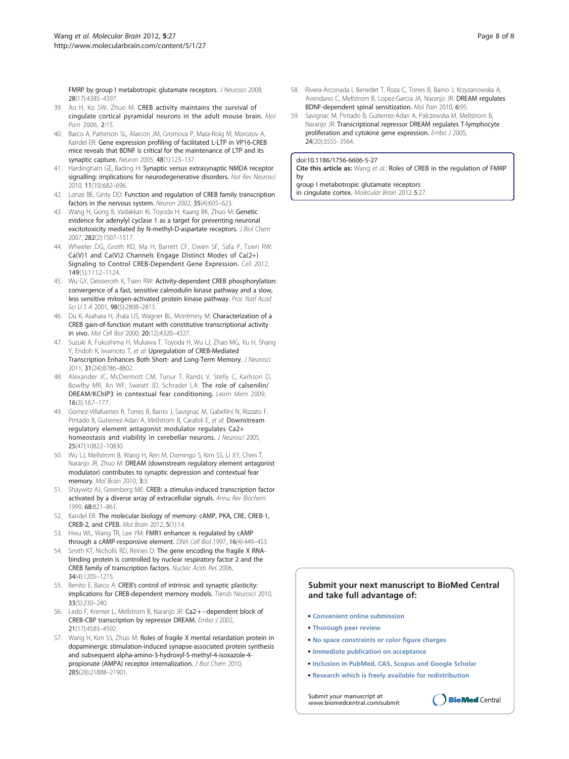FMRP by group I metabotropic glutamate receptors. *J Neurosci* 2008, **28**(17):4385–4397.

39. Ao H, Ko SW, Zhuo M: CREB activity maintains the survival of cingulate cortical pyramidal neurons in the adult mouse brain. *Mol Pain* 2006, **2**:15.
40. Barco A, Patterson SL, Alarcon JM, Gromova P, Mata-Roig M, Morozov A, Kandel ER: Gene expression profiling of facilitated L-LTP in VP16-CREB mice reveals that BDNF is critical for the maintenance of LTP and its synaptic capture. *Neuron* 2005, **48**(1):123–137.
41. Hardingham GE, Bading H: Synaptic versus extrasynaptic NMDA receptor signalling: implications for neurodegenerative disorders. *Nat Rev Neurosci* 2010, **11**(10):682–696.
42. Lonze BE, Ginty DD: Function and regulation of CREB family transcription factors in the nervous system. *Neuron* 2002, **35**(4):605–623.
43. Wang H, Gong B, Vadakkan KI, Toyoda H, Kaang BK, Zhuo M: Genetic evidence for adenylyl cyclase 1 as a target for preventing neuronal excitotoxicity mediated by N-methyl-D-aspartate receptors. *J Biol Chem* 2007, **282**(2):1507–1517.
44. Wheeler DG, Groth RD, Ma H, Barrett CF, Owen SF, Safa P, Tsien RW: Ca(V)1 and Ca(V)2 Channels Engage Distinct Modes of Ca(2+) Signaling to Control CREB-Dependent Gene Expression. *Cell* 2012, **149**(5):1112–1124.
45. Wu GY, Deisseroth K, Tsien RW: Activity-dependent CREB phosphorylation: convergence of a fast, sensitive calmodulin kinase pathway and a slow, less sensitive mitogen-activated protein kinase pathway. *Proc Natl Acad Sci U S A* 2001, **98**(5):2808–2813.
46. Du K, Asahara H, Jhala US, Wagner BL, Montminy M: Characterization of a CREB gain-of-function mutant with constitutive transcriptional activity in vivo. *Mol Cell Biol* 2000, **20**(12):4320–4327.
47. Suzuki A, Fukushima H, Mukawa T, Toyoda H, Wu LJ, Zhao MG, Xu H, Shang Y, Endoh K, Iwamoto T, *et al*: Upregulation of CREB-Mediated Transcription Enhances Both Short- and Long-Term Memory. *J Neurosci* 2011, **31**(24):8786–8802.
48. Alexander JC, McDermott CM, Tunur T, Rands V, Stelly C, Karhson D, Bowlby MR, An WF, Sweatt JD, Schrader LA: The role of calsenilin/DREAM/KChIP3 in contextual fear conditioning. *Learn Mem* 2009, **16**(3):167–177.
49. Gomez-Villafuertes R, Torres B, Barrio J, Savignac M, Gabellini N, Rizzato F, Pintado B, Gutierrez-Adan A, Mellstrom B, Carafoli E, *et al*: Downstream regulatory element antagonist modulator regulates Ca2+ homeostasis and viability in cerebellar neurons. *J Neurosci* 2005, **25**(47):10822–10830.
50. Wu LJ, Mellstrom B, Wang H, Ren M, Domingo S, Kim SS, Li XY, Chen T, Naranjo JR, Zhuo M: DREAM (downstream regulatory element antagonist modulator) contributes to synaptic depression and contextual fear memory. *Mol Brain* 2010, **3**:3.
51. Shaywitz AJ, Greenberg ME: CREB: a stimulus-induced transcription factor activated by a diverse array of extracellular signals. *Annu Rev Biochem* 1999, **68**:821–861.
52. Kandel ER: The molecular biology of memory: cAMP, PKA, CRE, CREB-1, CREB-2, and CPEB. *Mol Brain* 2012, **5**(1):14.
53. Hwu WL, Wang TR, Lee YM: FMR1 enhancer is regulated by cAMP through a cAMP-responsive element. *DNA Cell Biol* 1997, **16**(4):449–453.
54. Smith KT, Nicholls RD, Reines D: The gene encoding the fragile X RNA-binding protein is controlled by nuclear respiratory factor 2 and the CREB family of transcription factors. *Nucleic Acids Res* 2006, **34**(4):1205–1215.
55. Benito E, Barco A: CREB's control of intrinsic and synaptic plasticity: implications for CREB-dependent memory models. *Trends Neurosci* 2010, **33**(5):230–240.
56. Ledo F, Kremer L, Mellstrom B, Naranjo JR: Ca2 + –dependent block of CREB-CBP transcription by repressor DREAM. *Embo J* 2002, **21**(17):4583–4592.
57. Wang H, Kim SS, Zhuo M: Roles of fragile X mental retardation protein in dopaminergic stimulation-induced synapse-associated protein synthesis and subsequent alpha-amino-3-hydroxyl-5-methyl-4-isoxazole-4-propionate (AMPA) receptor internalization. *J Biol Chem* 2010, **285**(28):21888–21901.
58. Rivera-Arconada I, Benedet T, Roza C, Torres B, Barrio J, Krzyzanowska A, Avendano C, Mellstrom B, Lopez-Garcia JA, Naranjo JR: DREAM regulates BDNF-dependent spinal sensitization. *Mol Pain* 2010, **6**:95.
59. Savignac M, Pintado B, Gutierrez-Adan A, Palczewska M, Mellstrom B, Naranjo JR: Transcriptional repressor DREAM regulates T-lymphocyte proliferation and cytokine gene expression. *Embo J* 2005, **24**(20):3555–3564.

doi:10.1186/1756-6606-5-27
**Cite this article as:** Wang *et al.*: Roles of CREB in the regulation of FMRP by group I metabotropic glutamate receptors in cingulate cortex. *Molecular Brain* 2012 **5**:27.

**Submit your next manuscript to BioMed Central and take full advantage of:**

- **Convenient online submission**
- **Thorough peer review**
- **No space constraints or color figure charges**
- **Immediate publication on acceptance**
- **Inclusion in PubMed, CAS, Scopus and Google Scholar**
- **Research which is freely available for redistribution**

Submit your manuscript at
www.biomedcentral.com/submit

BioMed Central